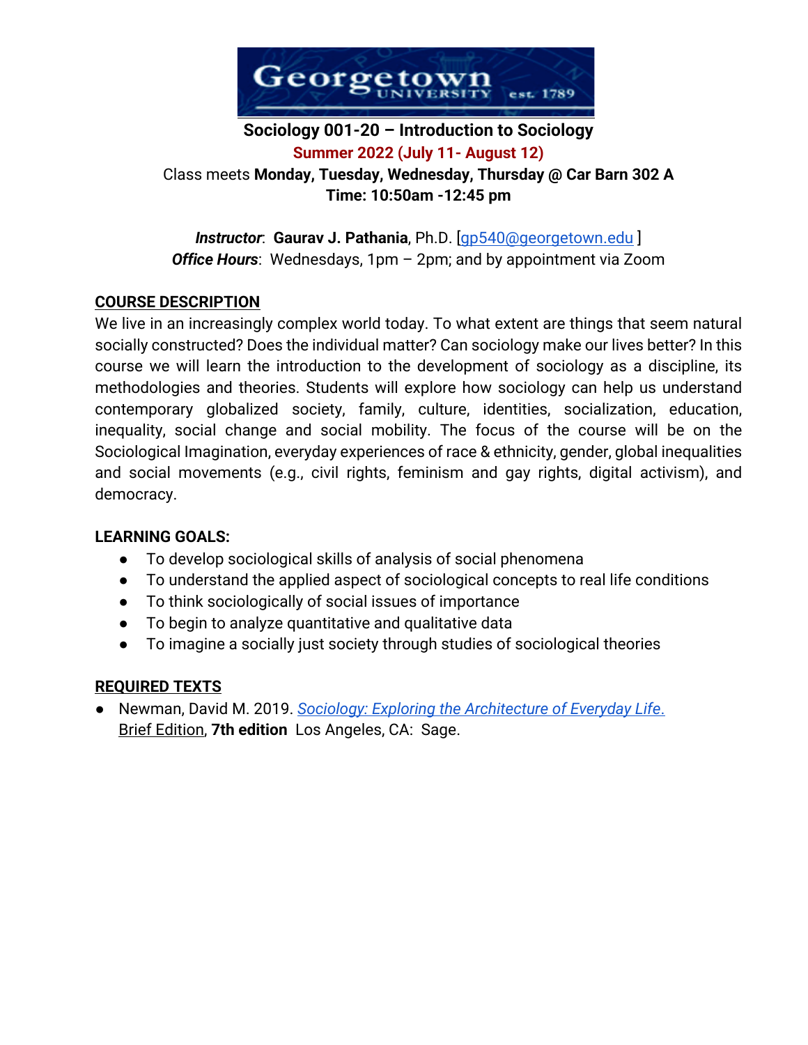# Sociology 001-20 – Introduction to Sociology

**Summer 2022 (July 11- August 12)**

Class meets **Monday, Tuesday, Wednesday, Thursday @ Car Barn 302 A**

**Time: 10:50am -12:45 pm**

***Instructor***: **Gaurav J. Pathania**, Ph.D. [gp540@georgetown.edu ]

***Office Hours***: Wednesdays, 1pm – 2pm; and by appointment via Zoom

## COURSE DESCRIPTION

We live in an increasingly complex world today. To what extent are things that seem natural socially constructed? Does the individual matter? Can sociology make our lives better? In this course we will learn the introduction to the development of sociology as a discipline, its methodologies and theories. Students will explore how sociology can help us understand contemporary globalized society, family, culture, identities, socialization, education, inequality, social change and social mobility. The focus of the course will be on the Sociological Imagination, everyday experiences of race & ethnicity, gender, global inequalities and social movements (e.g., civil rights, feminism and gay rights, digital activism), and democracy.

## LEARNING GOALS:

- To develop sociological skills of analysis of social phenomena
- To understand the applied aspect of sociological concepts to real life conditions
- To think sociologically of social issues of importance
- To begin to analyze quantitative and qualitative data
- To imagine a socially just society through studies of sociological theories

## REQUIRED TEXTS

- Newman, David M. 2019. *Sociology: Exploring the Architecture of Everyday Life.* Brief Edition, **7th edition** Los Angeles, CA: Sage.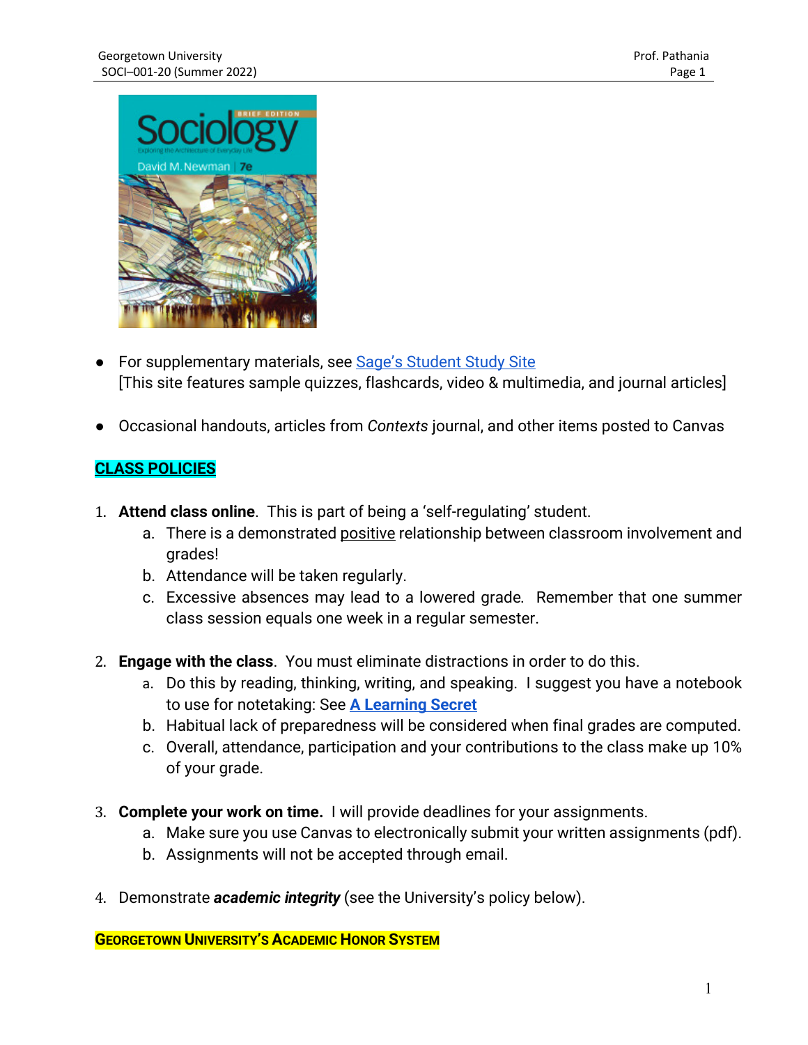- For supplementary materials, see Sage's Student Study Site
  [This site features sample quizzes, flashcards, video & multimedia, and journal articles]

- Occasional handouts, articles from *Contexts* journal, and other items posted to Canvas

## CLASS POLICIES

1. **Attend class online**. This is part of being a 'self-regulating' student.
   a. There is a demonstrated positive relationship between classroom involvement and grades!
   b. Attendance will be taken regularly.
   c. Excessive absences may lead to a lowered grade. Remember that one summer class session equals one week in a regular semester.

2. **Engage with the class**. You must eliminate distractions in order to do this.
   a. Do this by reading, thinking, writing, and speaking. I suggest you have a notebook to use for notetaking: See **A Learning Secret**
   b. Habitual lack of preparedness will be considered when final grades are computed.
   c. Overall, attendance, participation and your contributions to the class make up 10% of your grade.

3. **Complete your work on time.** I will provide deadlines for your assignments.
   a. Make sure you use Canvas to electronically submit your written assignments (pdf).
   b. Assignments will not be accepted through email.

4. Demonstrate ***academic integrity*** (see the University's policy below).

## GEORGETOWN UNIVERSITY'S ACADEMIC HONOR SYSTEM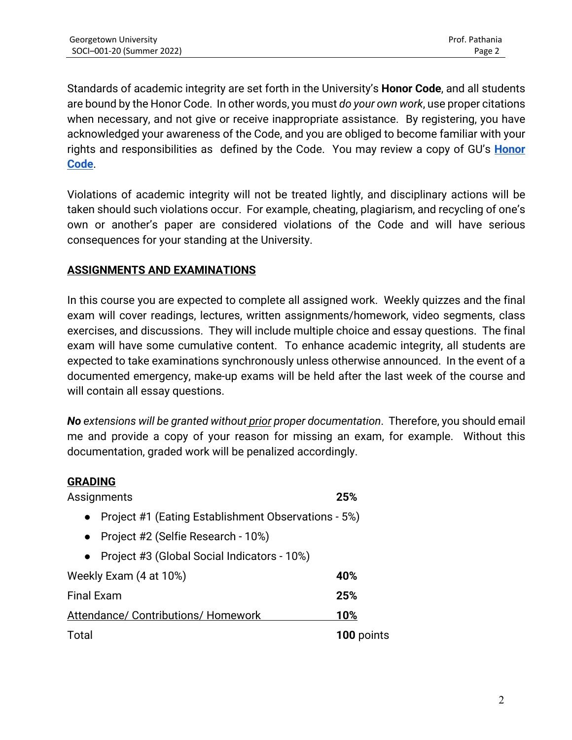Standards of academic integrity are set forth in the University's **Honor Code**, and all students are bound by the Honor Code. In other words, you must *do your own work*, use proper citations when necessary, and not give or receive inappropriate assistance. By registering, you have acknowledged your awareness of the Code, and you are obliged to become familiar with your rights and responsibilities as defined by the Code. You may review a copy of GU's **Honor Code**.

Violations of academic integrity will not be treated lightly, and disciplinary actions will be taken should such violations occur. For example, cheating, plagiarism, and recycling of one's own or another's paper are considered violations of the Code and will have serious consequences for your standing at the University.

## ASSIGNMENTS AND EXAMINATIONS

In this course you are expected to complete all assigned work. Weekly quizzes and the final exam will cover readings, lectures, written assignments/homework, video segments, class exercises, and discussions. They will include multiple choice and essay questions. The final exam will have some cumulative content. To enhance academic integrity, all students are expected to take examinations synchronously unless otherwise announced. In the event of a documented emergency, make-up exams will be held after the last week of the course and will contain all essay questions.

***No** extensions will be granted without prior proper documentation*. Therefore, you should email me and provide a copy of your reason for missing an exam, for example. Without this documentation, graded work will be penalized accordingly.

## GRADING

| | |
|---|---|
| Assignments | **25%** |
| • Project #1 (Eating Establishment Observations - 5%) | |
| • Project #2 (Selfie Research - 10%) | |
| • Project #3 (Global Social Indicators - 10%) | |
| Weekly Exam (4 at 10%) | **40%** |
| Final Exam | **25%** |
| Attendance/ Contributions/ Homework | **10%** |
| Total | **100** points |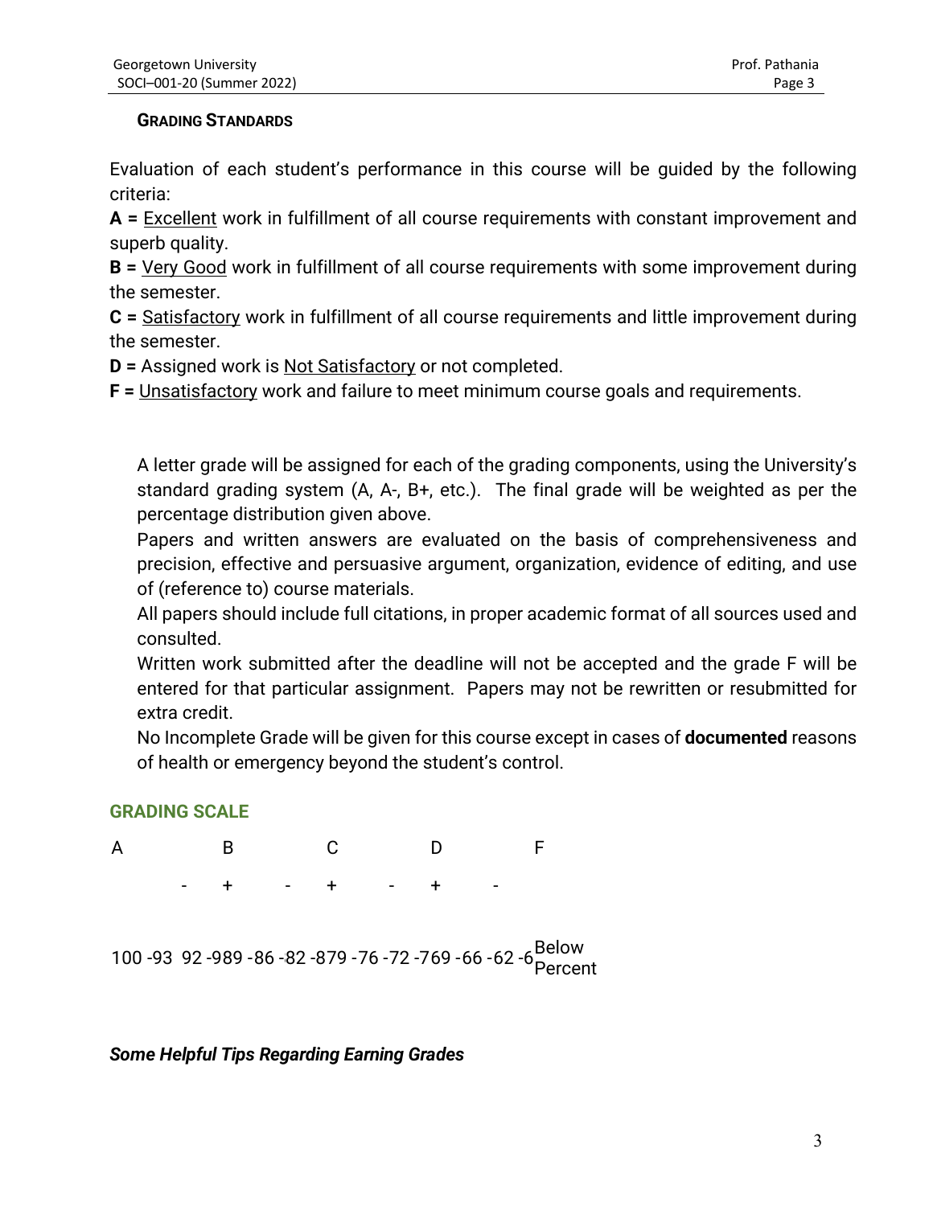**GRADING STANDARDS**

Evaluation of each student's performance in this course will be guided by the following criteria:

**A =** Excellent work in fulfillment of all course requirements with constant improvement and superb quality.

**B =** Very Good work in fulfillment of all course requirements with some improvement during the semester.

**C =** Satisfactory work in fulfillment of all course requirements and little improvement during the semester.

**D =** Assigned work is Not Satisfactory or not completed.

**F =** Unsatisfactory work and failure to meet minimum course goals and requirements.

A letter grade will be assigned for each of the grading components, using the University's standard grading system (A, A-, B+, etc.). The final grade will be weighted as per the percentage distribution given above.

Papers and written answers are evaluated on the basis of comprehensiveness and precision, effective and persuasive argument, organization, evidence of editing, and use of (reference to) course materials.

All papers should include full citations, in proper academic format of all sources used and consulted.

Written work submitted after the deadline will not be accepted and the grade F will be entered for that particular assignment. Papers may not be rewritten or resubmitted for extra credit.

No Incomplete Grade will be given for this course except in cases of **documented** reasons of health or emergency beyond the student's control.

## GRADING SCALE

A B C D F

\- + - + - + -

100 -93 92 -989 -86 -82 -879 -76 -72 -769 -66 -62 -6Below Percent

***Some Helpful Tips Regarding Earning Grades***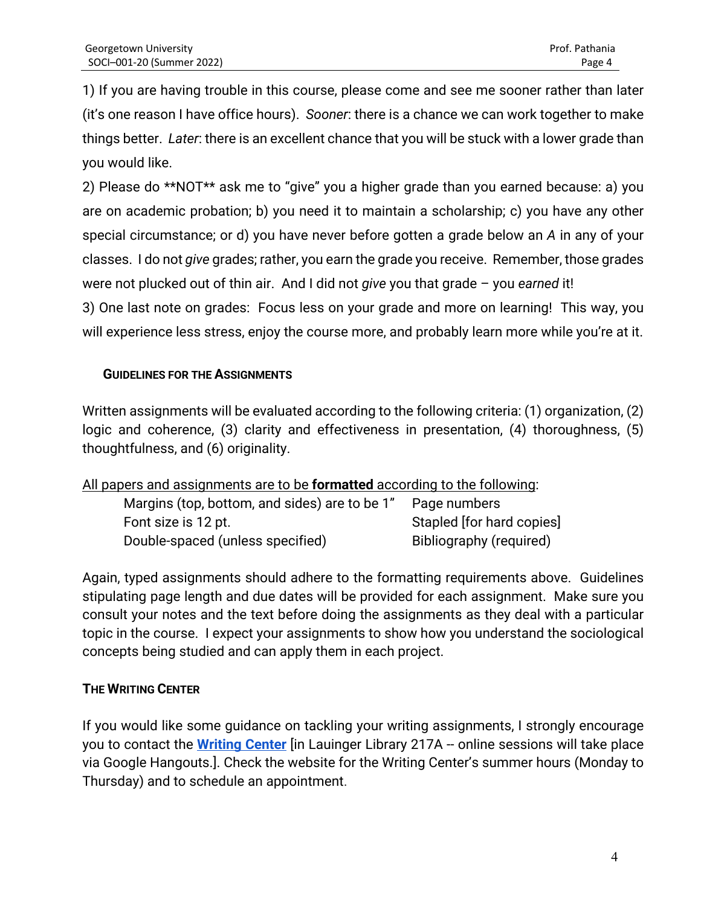1) If you are having trouble in this course, please come and see me sooner rather than later (it's one reason I have office hours). *Sooner*: there is a chance we can work together to make things better. *Later*: there is an excellent chance that you will be stuck with a lower grade than you would like.

2) Please do **NOT** ask me to "give" you a higher grade than you earned because: a) you are on academic probation; b) you need it to maintain a scholarship; c) you have any other special circumstance; or d) you have never before gotten a grade below an *A* in any of your classes. I do not *give* grades; rather, you earn the grade you receive. Remember, those grades were not plucked out of thin air. And I did not *give* you that grade – you *earned* it!

3) One last note on grades: Focus less on your grade and more on learning! This way, you will experience less stress, enjoy the course more, and probably learn more while you're at it.

## GUIDELINES FOR THE ASSIGNMENTS

Written assignments will be evaluated according to the following criteria: (1) organization, (2) logic and coherence, (3) clarity and effectiveness in presentation, (4) thoroughness, (5) thoughtfulness, and (6) originality.

<u>All papers and assignments are to be **formatted** according to the following</u>:

| | |
|---|---|
| Margins (top, bottom, and sides) are to be 1" | Page numbers |
| Font size is 12 pt. | Stapled [for hard copies] |
| Double-spaced (unless specified) | Bibliography (required) |

Again, typed assignments should adhere to the formatting requirements above. Guidelines stipulating page length and due dates will be provided for each assignment. Make sure you consult your notes and the text before doing the assignments as they deal with a particular topic in the course. I expect your assignments to show how you understand the sociological concepts being studied and can apply them in each project.

## THE WRITING CENTER

If you would like some guidance on tackling your writing assignments, I strongly encourage you to contact the **Writing Center** [in Lauinger Library 217A -- online sessions will take place via Google Hangouts.]. Check the website for the Writing Center's summer hours (Monday to Thursday) and to schedule an appointment.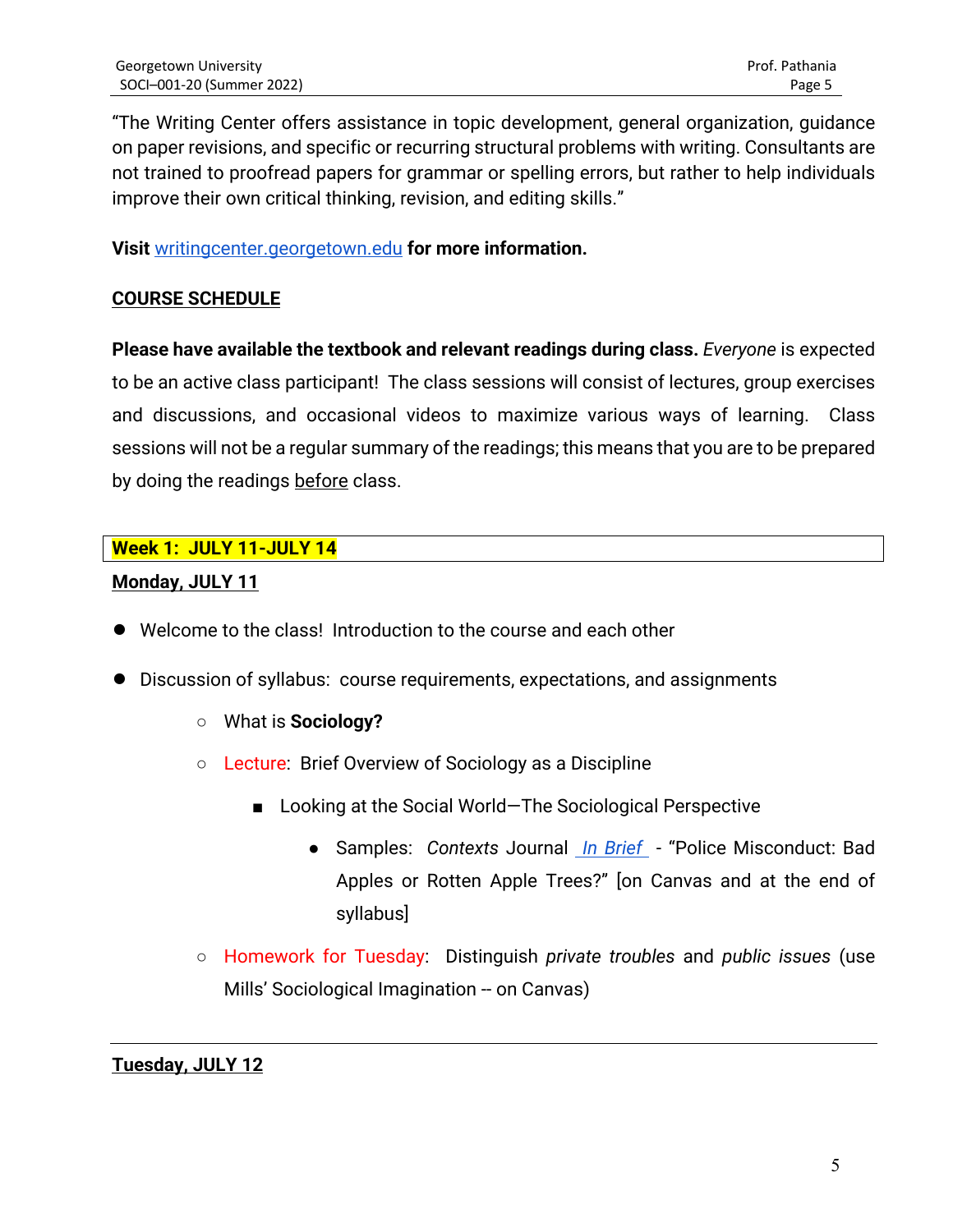"The Writing Center offers assistance in topic development, general organization, guidance on paper revisions, and specific or recurring structural problems with writing. Consultants are not trained to proofread papers for grammar or spelling errors, but rather to help individuals improve their own critical thinking, revision, and editing skills."

**Visit** [writingcenter.georgetown.edu](writingcenter.georgetown.edu) **for more information.**

## COURSE SCHEDULE

**Please have available the textbook and relevant readings during class.** *Everyone* is expected to be an active class participant! The class sessions will consist of lectures, group exercises and discussions, and occasional videos to maximize various ways of learning. Class sessions will not be a regular summary of the readings; this means that you are to be prepared by doing the readings before class.

### Week 1: JULY 11-JULY 14

**Monday, JULY 11**

- Welcome to the class! Introduction to the course and each other
- Discussion of syllabus: course requirements, expectations, and assignments
  - What is **Sociology?**
  - Lecture: Brief Overview of Sociology as a Discipline
    - Looking at the Social World—The Sociological Perspective
      - Samples: *Contexts* Journal *In Brief* - "Police Misconduct: Bad Apples or Rotten Apple Trees?" [on Canvas and at the end of syllabus]
  - Homework for Tuesday: Distinguish *private troubles* and *public issues* (use Mills' Sociological Imagination -- on Canvas)

**Tuesday, JULY 12**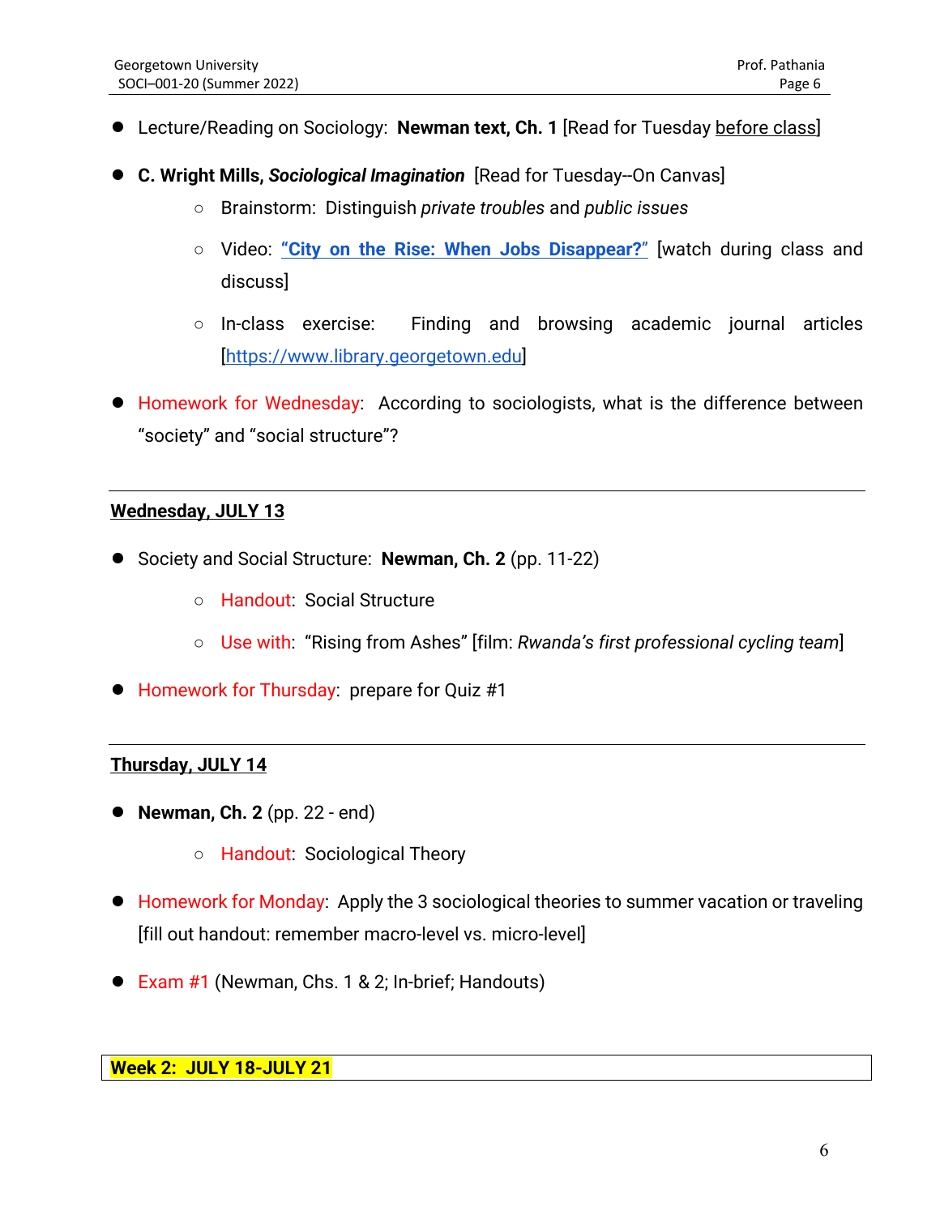- Lecture/Reading on Sociology: **Newman text, Ch. 1** [Read for Tuesday before class]
- **C. Wright Mills, *Sociological Imagination*** [Read for Tuesday--On Canvas]
    - Brainstorm: Distinguish *private troubles* and *public issues*
    - Video: **"City on the Rise: When Jobs Disappear?"** [watch during class and discuss]
    - In-class exercise: Finding and browsing academic journal articles [https://www.library.georgetown.edu]
- Homework for Wednesday: According to sociologists, what is the difference between "society" and "social structure"?

---

**Wednesday, JULY 13**

- Society and Social Structure: **Newman, Ch. 2** (pp. 11-22)
    - Handout: Social Structure
    - Use with: "Rising from Ashes" [film: *Rwanda's first professional cycling team*]
- Homework for Thursday: prepare for Quiz #1

---

**Thursday, JULY 14**

- **Newman, Ch. 2** (pp. 22 - end)
    - Handout: Sociological Theory
- Homework for Monday: Apply the 3 sociological theories to summer vacation or traveling [fill out handout: remember macro-level vs. micro-level]
- Exam #1 (Newman, Chs. 1 & 2; In-brief; Handouts)

**Week 2: JULY 18-JULY 21**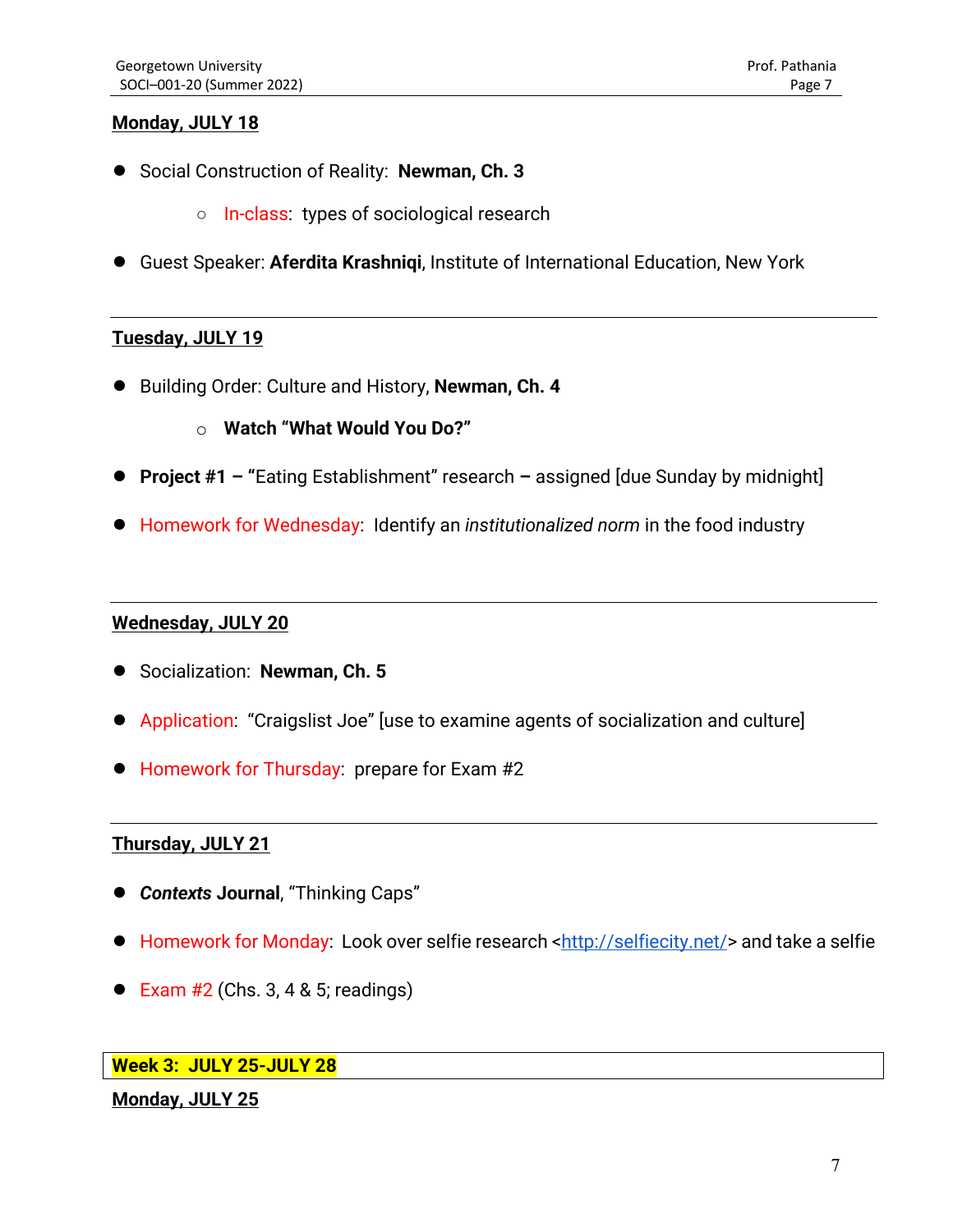**Monday, JULY 18**

- Social Construction of Reality: **Newman, Ch. 3**
  - In-class: types of sociological research
- Guest Speaker: **Aferdita Krashniqi**, Institute of International Education, New York

---

**Tuesday, JULY 19**

- Building Order: Culture and History, **Newman, Ch. 4**
  - **Watch "What Would You Do?"**
- **Project #1 –** "Eating Establishment" research **–** assigned [due Sunday by midnight]
- Homework for Wednesday: Identify an *institutionalized norm* in the food industry

---

**Wednesday, JULY 20**

- Socialization: **Newman, Ch. 5**
- Application: "Craigslist Joe" [use to examine agents of socialization and culture]
- Homework for Thursday: prepare for Exam #2

---

**Thursday, JULY 21**

- ***Contexts* Journal**, "Thinking Caps"
- Homework for Monday: Look over selfie research <http://selfiecity.net/> and take a selfie
- Exam #2 (Chs. 3, 4 & 5; readings)

## Week 3: JULY 25-JULY 28

**Monday, JULY 25**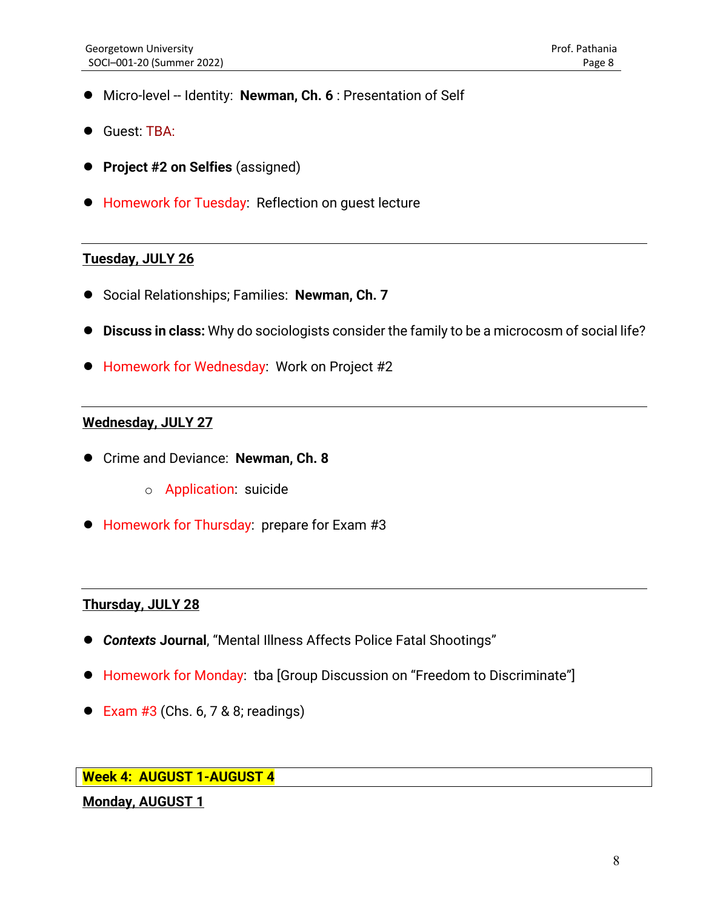- Micro-level -- Identity: **Newman, Ch. 6** : Presentation of Self
- Guest: TBA:
- **Project #2 on Selfies** (assigned)
- Homework for Tuesday: Reflection on guest lecture

---

**Tuesday, JULY 26**

- Social Relationships; Families: **Newman, Ch. 7**
- **Discuss in class:** Why do sociologists consider the family to be a microcosm of social life?
- Homework for Wednesday: Work on Project #2

---

**Wednesday, JULY 27**

- Crime and Deviance: **Newman, Ch. 8**
    - Application: suicide
- Homework for Thursday: prepare for Exam #3

---

**Thursday, JULY 28**

- ***Contexts* Journal**, "Mental Illness Affects Police Fatal Shootings"
- Homework for Monday: tba [Group Discussion on "Freedom to Discriminate"]
- Exam #3 (Chs. 6, 7 & 8; readings)

**Week 4: AUGUST 1-AUGUST 4**

**Monday, AUGUST 1**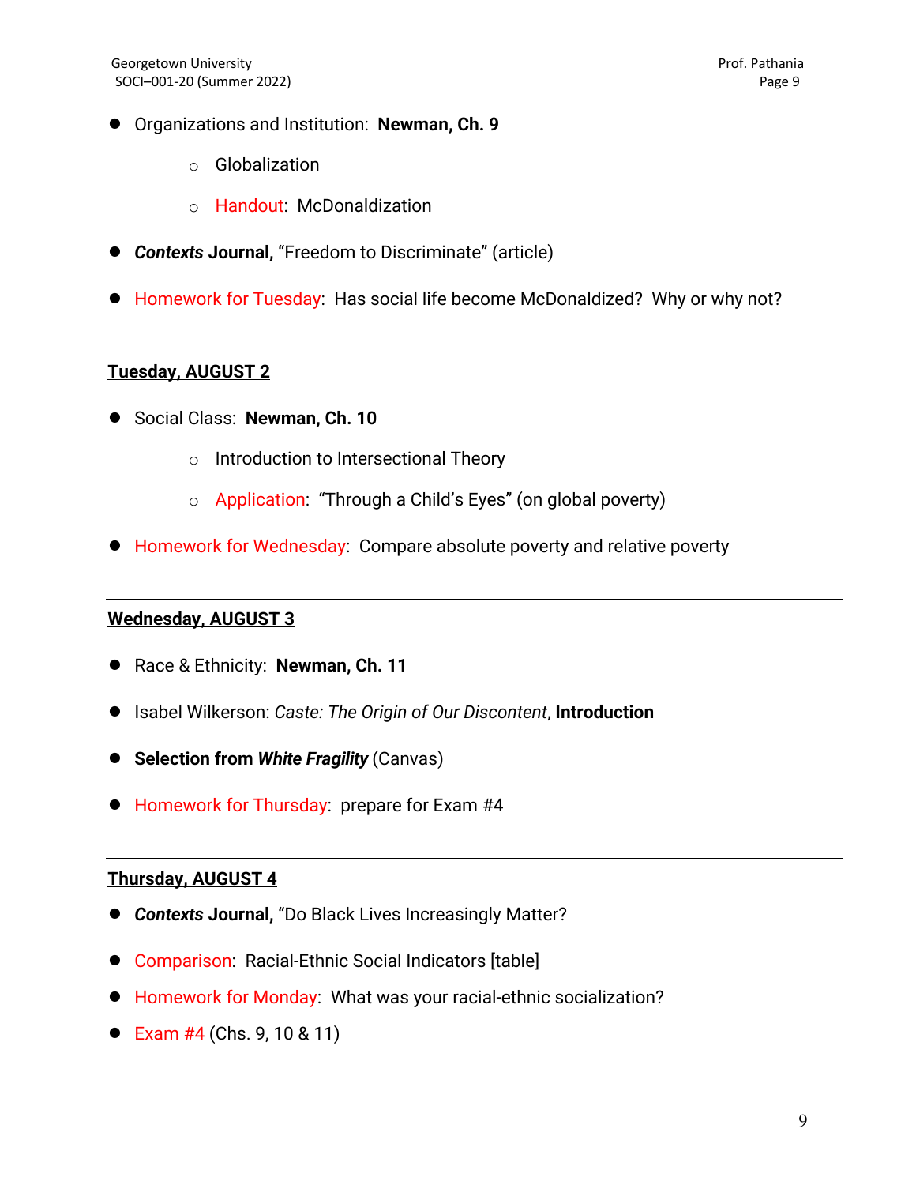- Organizations and Institution: **Newman, Ch. 9**
    - Globalization
    - Handout: McDonaldization
- ***Contexts* Journal,** "Freedom to Discriminate" (article)
- Homework for Tuesday: Has social life become McDonaldized? Why or why not?

---

**<u>Tuesday, AUGUST 2</u>**

- Social Class: **Newman, Ch. 10**
    - Introduction to Intersectional Theory
    - Application: "Through a Child's Eyes" (on global poverty)
- Homework for Wednesday: Compare absolute poverty and relative poverty

---

**<u>Wednesday, AUGUST 3</u>**

- Race & Ethnicity: **Newman, Ch. 11**
- Isabel Wilkerson: *Caste: The Origin of Our Discontent*, **Introduction**
- **Selection from *White Fragility*** (Canvas)
- Homework for Thursday: prepare for Exam #4

---

**<u>Thursday, AUGUST 4</u>**

- ***Contexts* Journal,** "Do Black Lives Increasingly Matter?
- Comparison: Racial-Ethnic Social Indicators [table]
- Homework for Monday: What was your racial-ethnic socialization?
- Exam #4 (Chs. 9, 10 & 11)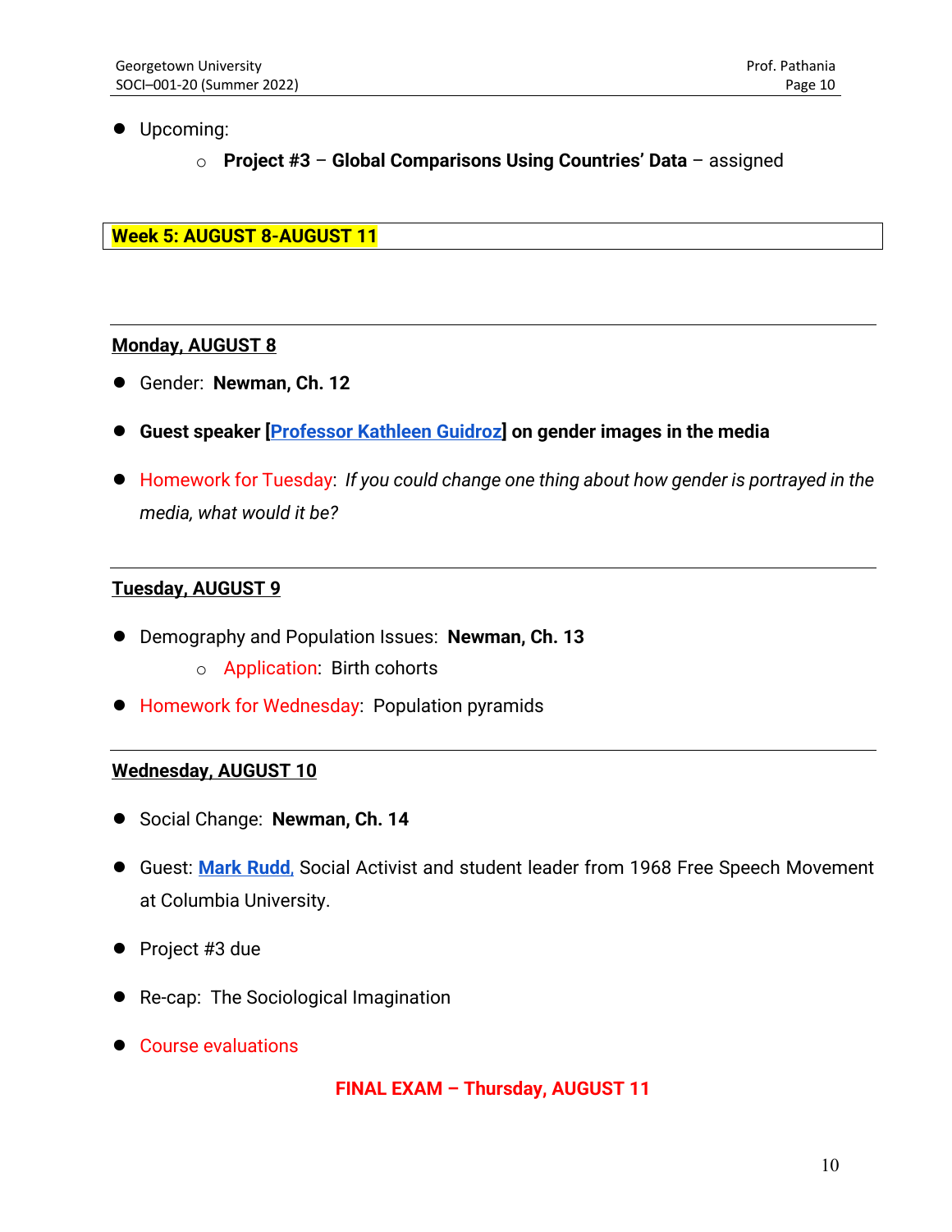- Upcoming:
  - **Project #3 – Global Comparisons Using Countries' Data** – assigned

## Week 5: AUGUST 8-AUGUST 11

### Monday, AUGUST 8

- Gender: **Newman, Ch. 12**
- **Guest speaker [Professor Kathleen Guidroz] on gender images in the media**
- Homework for Tuesday: *If you could change one thing about how gender is portrayed in the media, what would it be?*

### Tuesday, AUGUST 9

- Demography and Population Issues: **Newman, Ch. 13**
  - Application: Birth cohorts
- Homework for Wednesday: Population pyramids

### Wednesday, AUGUST 10

- Social Change: **Newman, Ch. 14**
- Guest: **Mark Rudd**, Social Activist and student leader from 1968 Free Speech Movement at Columbia University.
- Project #3 due
- Re-cap: The Sociological Imagination
- Course evaluations

**FINAL EXAM – Thursday, AUGUST 11**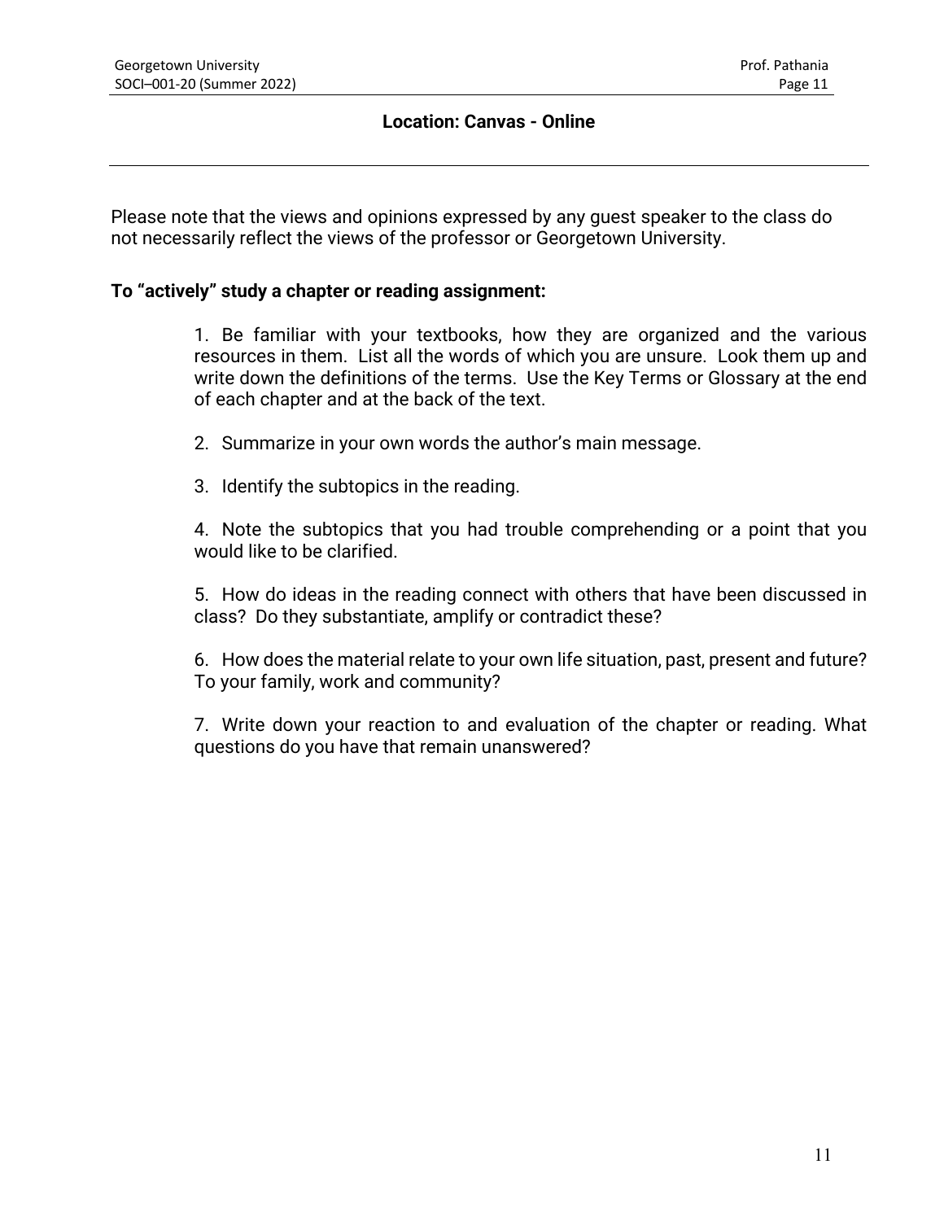**Location: Canvas - Online**

---

Please note that the views and opinions expressed by any guest speaker to the class do not necessarily reflect the views of the professor or Georgetown University.

**To "actively" study a chapter or reading assignment:**

1. Be familiar with your textbooks, how they are organized and the various resources in them. List all the words of which you are unsure. Look them up and write down the definitions of the terms. Use the Key Terms or Glossary at the end of each chapter and at the back of the text.

2. Summarize in your own words the author's main message.

3. Identify the subtopics in the reading.

4. Note the subtopics that you had trouble comprehending or a point that you would like to be clarified.

5. How do ideas in the reading connect with others that have been discussed in class? Do they substantiate, amplify or contradict these?

6. How does the material relate to your own life situation, past, present and future? To your family, work and community?

7. Write down your reaction to and evaluation of the chapter or reading. What questions do you have that remain unanswered?